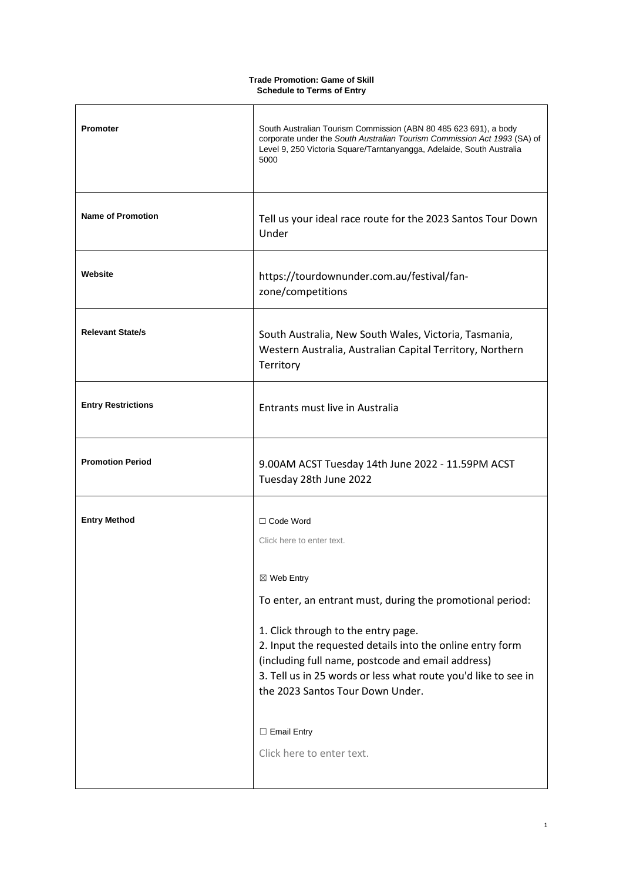**Trade Promotion: Game of Skill**
**Schedule to Terms of Entry**

| | |
|---|---|
| **Promoter** | South Australian Tourism Commission (ABN 80 485 623 691), a body corporate under the *South Australian Tourism Commission Act 1993* (SA) of Level 9, 250 Victoria Square/Tarntanyangga, Adelaide, South Australia 5000 |
| **Name of Promotion** | Tell us your ideal race route for the 2023 Santos Tour Down Under |
| **Website** | https://tourdownunder.com.au/festival/fan-zone/competitions |
| **Relevant State/s** | South Australia, New South Wales, Victoria, Tasmania, Western Australia, Australian Capital Territory, Northern Territory |
| **Entry Restrictions** | Entrants must live in Australia |
| **Promotion Period** | 9.00AM ACST Tuesday 14th June 2022 - 11.59PM ACST Tuesday 28th June 2022 |
| **Entry Method** | ☐ Code Word<br>Click here to enter text.<br><br>☒ Web Entry<br>To enter, an entrant must, during the promotional period:<br><br>1. Click through to the entry page.<br>2. Input the requested details into the online entry form (including full name, postcode and email address)<br>3. Tell us in 25 words or less what route you'd like to see in the 2023 Santos Tour Down Under.<br><br>☐ Email Entry<br>Click here to enter text. |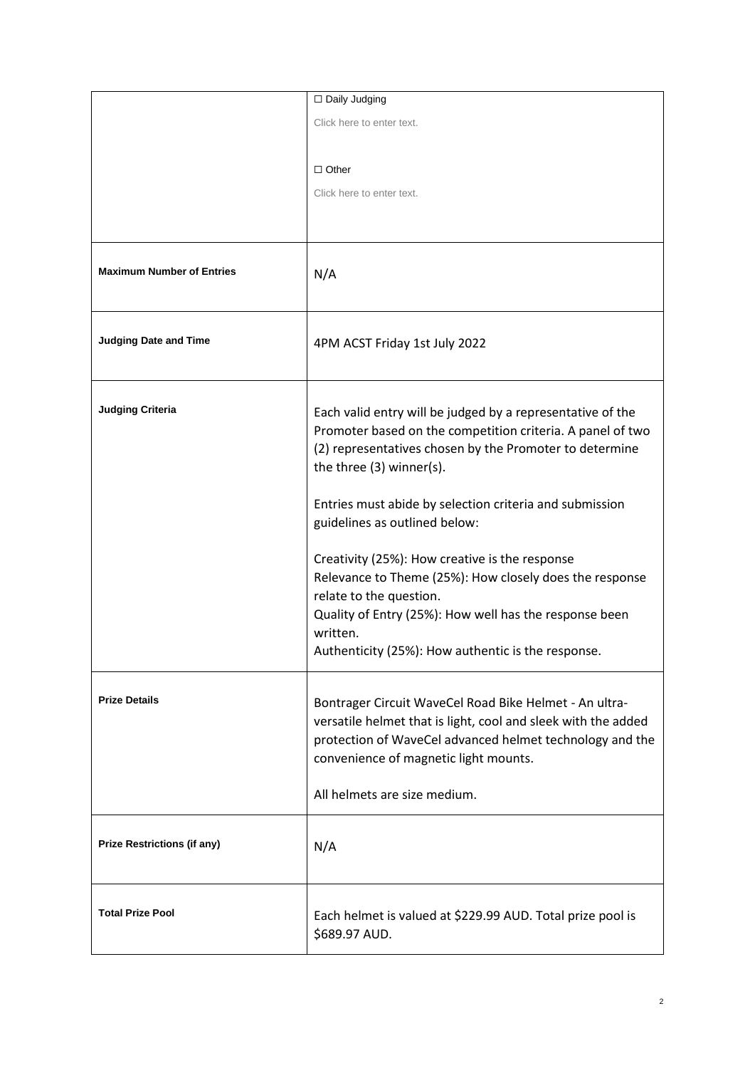|  |  |
|---|---|
|  | ☐ Daily Judging<br>Click here to enter text.<br><br>☐ Other<br>Click here to enter text. |
| **Maximum Number of Entries** | N/A |
| **Judging Date and Time** | 4PM ACST Friday 1st July 2022 |
| **Judging Criteria** | Each valid entry will be judged by a representative of the Promoter based on the competition criteria. A panel of two (2) representatives chosen by the Promoter to determine the three (3) winner(s).<br><br>Entries must abide by selection criteria and submission guidelines as outlined below:<br><br>Creativity (25%): How creative is the response<br>Relevance to Theme (25%): How closely does the response relate to the question.<br>Quality of Entry (25%): How well has the response been written.<br>Authenticity (25%): How authentic is the response. |
| **Prize Details** | Bontrager Circuit WaveCel Road Bike Helmet - An ultra-versatile helmet that is light, cool and sleek with the added protection of WaveCel advanced helmet technology and the convenience of magnetic light mounts.<br><br>All helmets are size medium. |
| **Prize Restrictions (if any)** | N/A |
| **Total Prize Pool** | Each helmet is valued at $229.99 AUD. Total prize pool is $689.97 AUD. |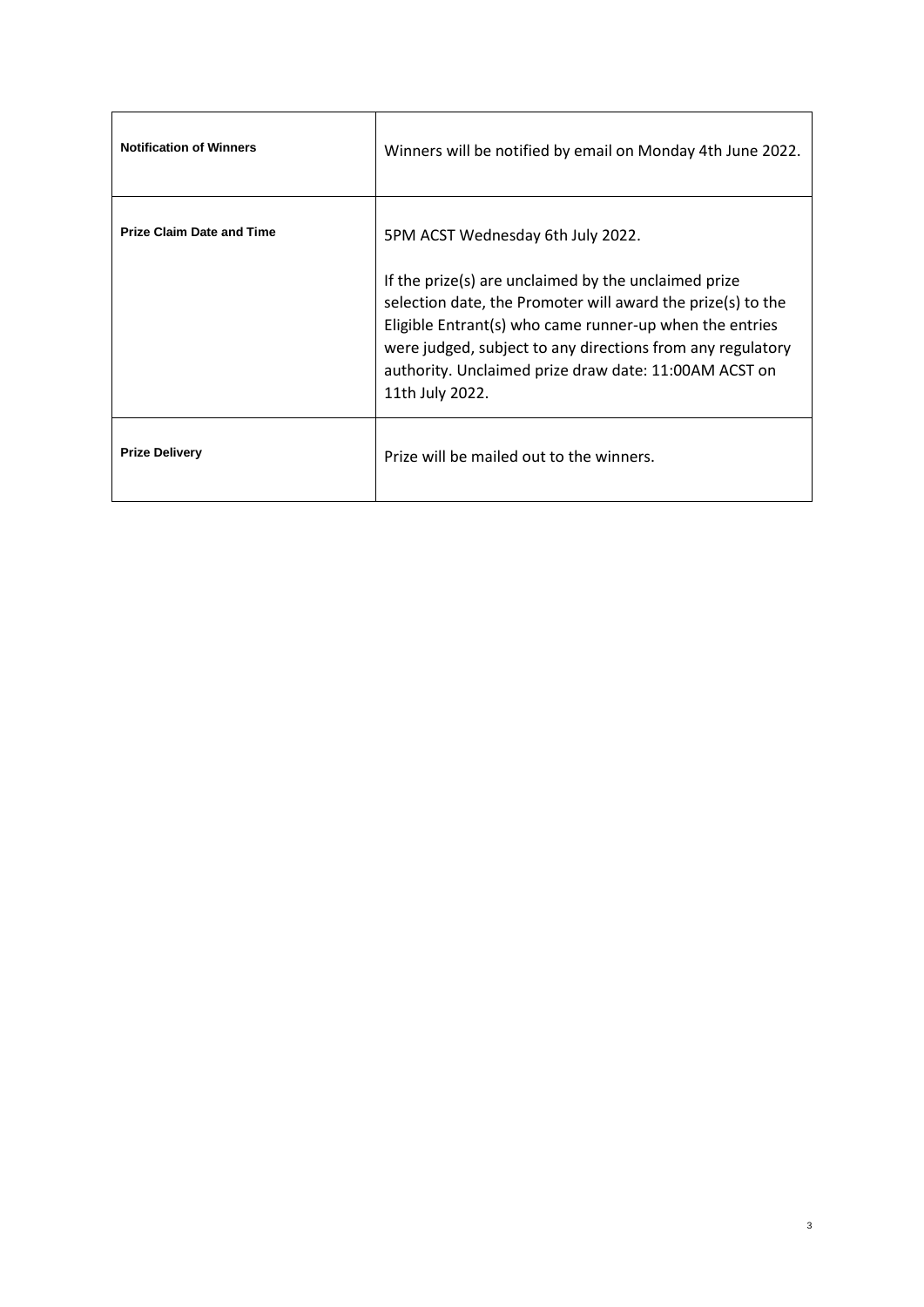| | |
|---|---|
| **Notification of Winners** | Winners will be notified by email on Monday 4th June 2022. |
| **Prize Claim Date and Time** | 5PM ACST Wednesday 6th July 2022.<br><br>If the prize(s) are unclaimed by the unclaimed prize selection date, the Promoter will award the prize(s) to the Eligible Entrant(s) who came runner-up when the entries were judged, subject to any directions from any regulatory authority. Unclaimed prize draw date: 11:00AM ACST on 11th July 2022. |
| **Prize Delivery** | Prize will be mailed out to the winners. |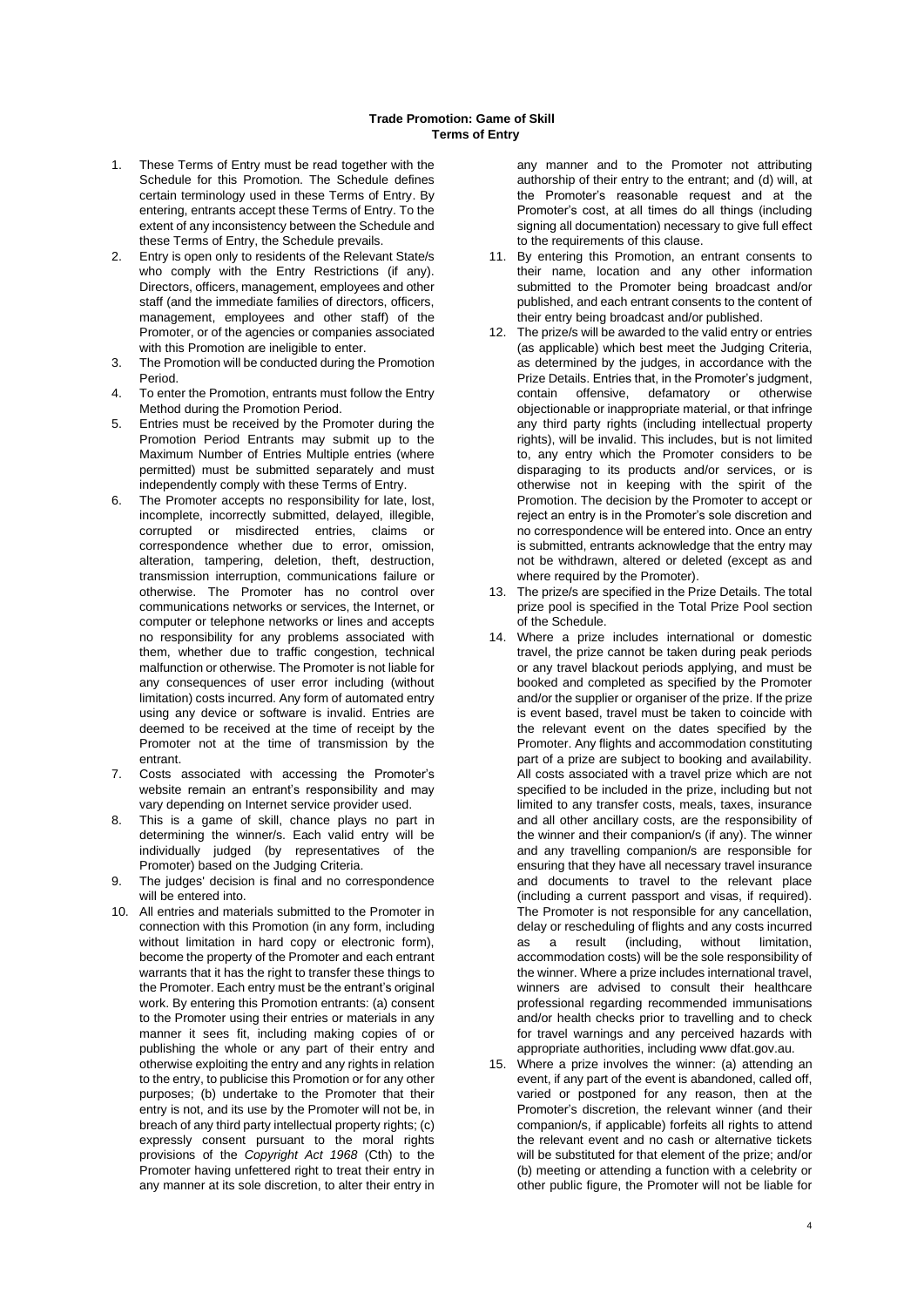**Trade Promotion: Game of Skill**
**Terms of Entry**

1. These Terms of Entry must be read together with the Schedule for this Promotion. The Schedule defines certain terminology used in these Terms of Entry. By entering, entrants accept these Terms of Entry. To the extent of any inconsistency between the Schedule and these Terms of Entry, the Schedule prevails.
2. Entry is open only to residents of the Relevant State/s who comply with the Entry Restrictions (if any). Directors, officers, management, employees and other staff (and the immediate families of directors, officers, management, employees and other staff) of the Promoter, or of the agencies or companies associated with this Promotion are ineligible to enter.
3. The Promotion will be conducted during the Promotion Period.
4. To enter the Promotion, entrants must follow the Entry Method during the Promotion Period.
5. Entries must be received by the Promoter during the Promotion Period Entrants may submit up to the Maximum Number of Entries Multiple entries (where permitted) must be submitted separately and must independently comply with these Terms of Entry.
6. The Promoter accepts no responsibility for late, lost, incomplete, incorrectly submitted, delayed, illegible, corrupted or misdirected entries, claims or correspondence whether due to error, omission, alteration, tampering, deletion, theft, destruction, transmission interruption, communications failure or otherwise. The Promoter has no control over communications networks or services, the Internet, or computer or telephone networks or lines and accepts no responsibility for any problems associated with them, whether due to traffic congestion, technical malfunction or otherwise. The Promoter is not liable for any consequences of user error including (without limitation) costs incurred. Any form of automated entry using any device or software is invalid. Entries are deemed to be received at the time of receipt by the Promoter not at the time of transmission by the entrant.
7. Costs associated with accessing the Promoter's website remain an entrant's responsibility and may vary depending on Internet service provider used.
8. This is a game of skill, chance plays no part in determining the winner/s. Each valid entry will be individually judged (by representatives of the Promoter) based on the Judging Criteria.
9. The judges' decision is final and no correspondence will be entered into.
10. All entries and materials submitted to the Promoter in connection with this Promotion (in any form, including without limitation in hard copy or electronic form), become the property of the Promoter and each entrant warrants that it has the right to transfer these things to the Promoter. Each entry must be the entrant's original work. By entering this Promotion entrants: (a) consent to the Promoter using their entries or materials in any manner it sees fit, including making copies of or publishing the whole or any part of their entry and otherwise exploiting the entry and any rights in relation to the entry, to publicise this Promotion or for any other purposes; (b) undertake to the Promoter that their entry is not, and its use by the Promoter will not be, in breach of any third party intellectual property rights; (c) expressly consent pursuant to the moral rights provisions of the *Copyright Act 1968* (Cth) to the Promoter having unfettered right to treat their entry in any manner at its sole discretion, to alter their entry in any manner and to the Promoter not attributing authorship of their entry to the entrant; and (d) will, at the Promoter's reasonable request and at the Promoter's cost, at all times do all things (including signing all documentation) necessary to give full effect to the requirements of this clause.
11. By entering this Promotion, an entrant consents to their name, location and any other information submitted to the Promoter being broadcast and/or published, and each entrant consents to the content of their entry being broadcast and/or published.
12. The prize/s will be awarded to the valid entry or entries (as applicable) which best meet the Judging Criteria, as determined by the judges, in accordance with the Prize Details. Entries that, in the Promoter's judgment, contain offensive, defamatory or otherwise objectionable or inappropriate material, or that infringe any third party rights (including intellectual property rights), will be invalid. This includes, but is not limited to, any entry which the Promoter considers to be disparaging to its products and/or services, or is otherwise not in keeping with the spirit of the Promotion. The decision by the Promoter to accept or reject an entry is in the Promoter's sole discretion and no correspondence will be entered into. Once an entry is submitted, entrants acknowledge that the entry may not be withdrawn, altered or deleted (except as and where required by the Promoter).
13. The prize/s are specified in the Prize Details. The total prize pool is specified in the Total Prize Pool section of the Schedule.
14. Where a prize includes international or domestic travel, the prize cannot be taken during peak periods or any travel blackout periods applying, and must be booked and completed as specified by the Promoter and/or the supplier or organiser of the prize. If the prize is event based, travel must be taken to coincide with the relevant event on the dates specified by the Promoter. Any flights and accommodation constituting part of a prize are subject to booking and availability. All costs associated with a travel prize which are not specified to be included in the prize, including but not limited to any transfer costs, meals, taxes, insurance and all other ancillary costs, are the responsibility of the winner and their companion/s (if any). The winner and any travelling companion/s are responsible for ensuring that they have all necessary travel insurance and documents to travel to the relevant place (including a current passport and visas, if required). The Promoter is not responsible for any cancellation, delay or rescheduling of flights and any costs incurred as a result (including, without limitation, accommodation costs) will be the sole responsibility of the winner. Where a prize includes international travel, winners are advised to consult their healthcare professional regarding recommended immunisations and/or health checks prior to travelling and to check for travel warnings and any perceived hazards with appropriate authorities, including www dfat.gov.au.
15. Where a prize involves the winner: (a) attending an event, if any part of the event is abandoned, called off, varied or postponed for any reason, then at the Promoter's discretion, the relevant winner (and their companion/s, if applicable) forfeits all rights to attend the relevant event and no cash or alternative tickets will be substituted for that element of the prize; and/or (b) meeting or attending a function with a celebrity or other public figure, the Promoter will not be liable for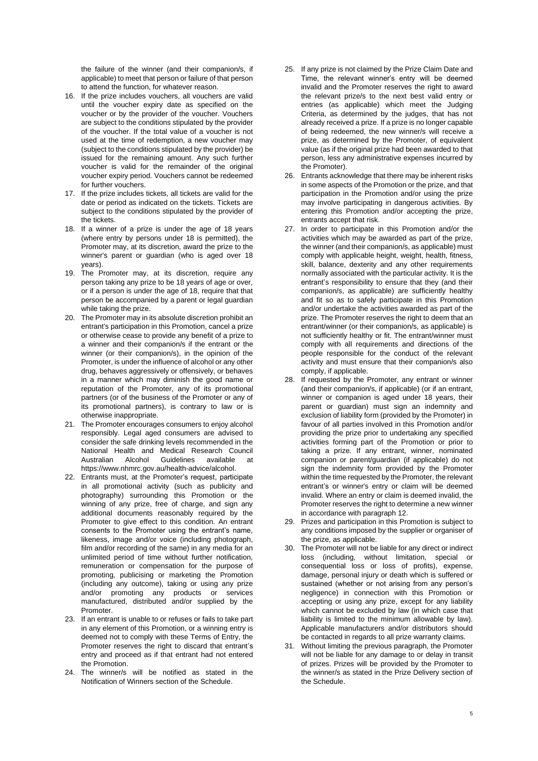the failure of the winner (and their companion/s, if applicable) to meet that person or failure of that person to attend the function, for whatever reason.

16. If the prize includes vouchers, all vouchers are valid until the voucher expiry date as specified on the voucher or by the provider of the voucher. Vouchers are subject to the conditions stipulated by the provider of the voucher. If the total value of a voucher is not used at the time of redemption, a new voucher may (subject to the conditions stipulated by the provider) be issued for the remaining amount. Any such further voucher is valid for the remainder of the original voucher expiry period. Vouchers cannot be redeemed for further vouchers.
17. If the prize includes tickets, all tickets are valid for the date or period as indicated on the tickets. Tickets are subject to the conditions stipulated by the provider of the tickets.
18. If a winner of a prize is under the age of 18 years (where entry by persons under 18 is permitted), the Promoter may, at its discretion, award the prize to the winner's parent or guardian (who is aged over 18 years).
19. The Promoter may, at its discretion, require any person taking any prize to be 18 years of age or over, or if a person is under the age of 18, require that that person be accompanied by a parent or legal guardian while taking the prize.
20. The Promoter may in its absolute discretion prohibit an entrant's participation in this Promotion, cancel a prize or otherwise cease to provide any benefit of a prize to a winner and their companion/s if the entrant or the winner (or their companion/s), in the opinion of the Promoter, is under the influence of alcohol or any other drug, behaves aggressively or offensively, or behaves in a manner which may diminish the good name or reputation of the Promoter, any of its promotional partners (or of the business of the Promoter or any of its promotional partners), is contrary to law or is otherwise inappropriate.
21. The Promoter encourages consumers to enjoy alcohol responsibly. Legal aged consumers are advised to consider the safe drinking levels recommended in the National Health and Medical Research Council Australian Alcohol Guidelines available at https://www.nhmrc.gov.au/health-advice/alcohol.
22. Entrants must, at the Promoter's request, participate in all promotional activity (such as publicity and photography) surrounding this Promotion or the winning of any prize, free of charge, and sign any additional documents reasonably required by the Promoter to give effect to this condition. An entrant consents to the Promoter using the entrant's name, likeness, image and/or voice (including photograph, film and/or recording of the same) in any media for an unlimited period of time without further notification, remuneration or compensation for the purpose of promoting, publicising or marketing the Promotion (including any outcome), taking or using any prize and/or promoting any products or services manufactured, distributed and/or supplied by the Promoter.
23. If an entrant is unable to or refuses or fails to take part in any element of this Promotion, or a winning entry is deemed not to comply with these Terms of Entry, the Promoter reserves the right to discard that entrant's entry and proceed as if that entrant had not entered the Promotion.
24. The winner/s will be notified as stated in the Notification of Winners section of the Schedule.
25. If any prize is not claimed by the Prize Claim Date and Time, the relevant winner's entry will be deemed invalid and the Promoter reserves the right to award the relevant prize/s to the next best valid entry or entries (as applicable) which meet the Judging Criteria, as determined by the judges, that has not already received a prize. If a prize is no longer capable of being redeemed, the new winner/s will receive a prize, as determined by the Promoter, of equivalent value (as if the original prize had been awarded to that person, less any administrative expenses incurred by the Promoter).
26. Entrants acknowledge that there may be inherent risks in some aspects of the Promotion or the prize, and that participation in the Promotion and/or using the prize may involve participating in dangerous activities. By entering this Promotion and/or accepting the prize, entrants accept that risk.
27. In order to participate in this Promotion and/or the activities which may be awarded as part of the prize, the winner (and their companion/s, as applicable) must comply with applicable height, weight, health, fitness, skill, balance, dexterity and any other requirements normally associated with the particular activity. It is the entrant's responsibility to ensure that they (and their companion/s, as applicable) are sufficiently healthy and fit so as to safely participate in this Promotion and/or undertake the activities awarded as part of the prize. The Promoter reserves the right to deem that an entrant/winner (or their companion/s, as applicable) is not sufficiently healthy or fit. The entrant/winner must comply with all requirements and directions of the people responsible for the conduct of the relevant activity and must ensure that their companion/s also comply, if applicable.
28. If requested by the Promoter, any entrant or winner (and their companion/s, if applicable) (or if an entrant, winner or companion is aged under 18 years, their parent or guardian) must sign an indemnity and exclusion of liability form (provided by the Promoter) in favour of all parties involved in this Promotion and/or providing the prize prior to undertaking any specified activities forming part of the Promotion or prior to taking a prize. If any entrant, winner, nominated companion or parent/guardian (if applicable) do not sign the indemnity form provided by the Promoter within the time requested by the Promoter, the relevant entrant's or winner's entry or claim will be deemed invalid. Where an entry or claim is deemed invalid, the Promoter reserves the right to determine a new winner in accordance with paragraph 12.
29. Prizes and participation in this Promotion is subject to any conditions imposed by the supplier or organiser of the prize, as applicable.
30. The Promoter will not be liable for any direct or indirect loss (including, without limitation, special or consequential loss or loss of profits), expense, damage, personal injury or death which is suffered or sustained (whether or not arising from any person's negligence) in connection with this Promotion or accepting or using any prize, except for any liability which cannot be excluded by law (in which case that liability is limited to the minimum allowable by law). Applicable manufacturers and/or distributors should be contacted in regards to all prize warranty claims.
31. Without limiting the previous paragraph, the Promoter will not be liable for any damage to or delay in transit of prizes. Prizes will be provided by the Promoter to the winner/s as stated in the Prize Delivery section of the Schedule.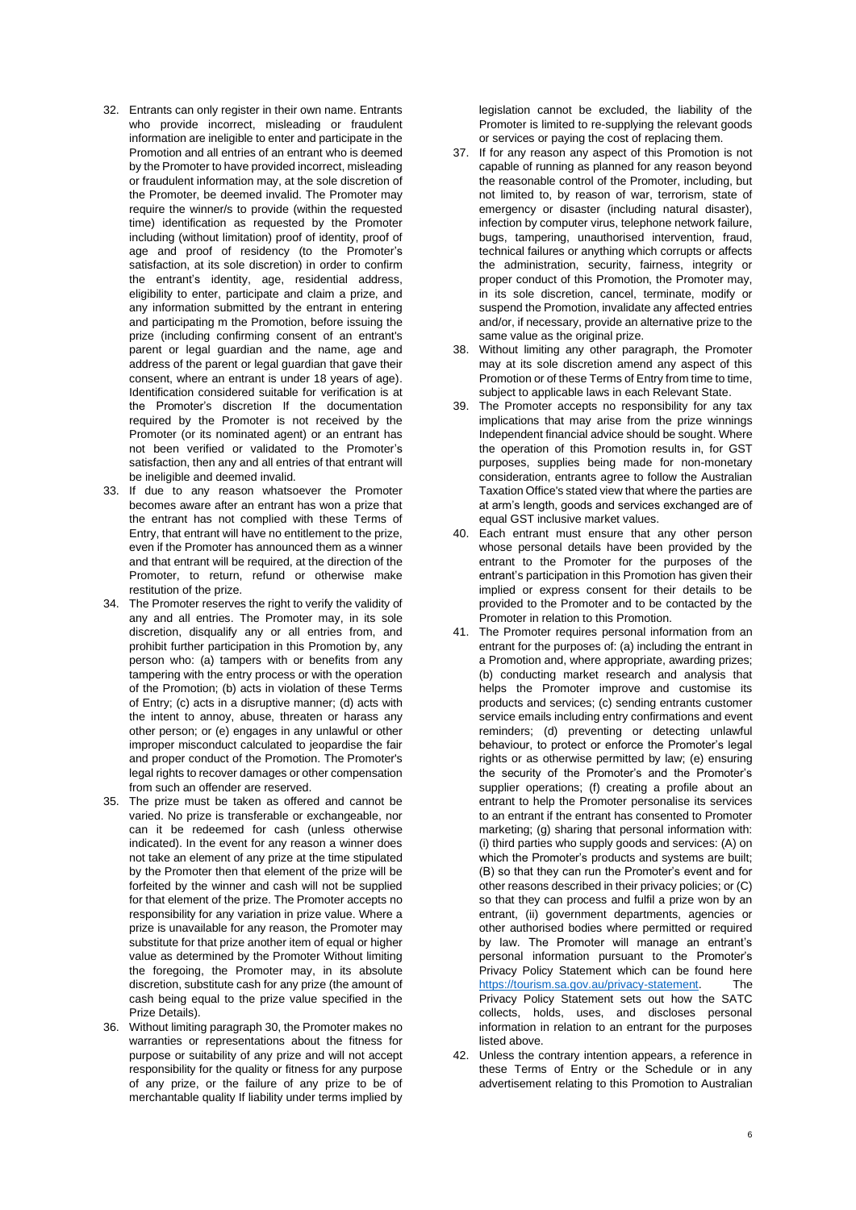32. Entrants can only register in their own name. Entrants who provide incorrect, misleading or fraudulent information are ineligible to enter and participate in the Promotion and all entries of an entrant who is deemed by the Promoter to have provided incorrect, misleading or fraudulent information may, at the sole discretion of the Promoter, be deemed invalid. The Promoter may require the winner/s to provide (within the requested time) identification as requested by the Promoter including (without limitation) proof of identity, proof of age and proof of residency (to the Promoter's satisfaction, at its sole discretion) in order to confirm the entrant's identity, age, residential address, eligibility to enter, participate and claim a prize, and any information submitted by the entrant in entering and participating m the Promotion, before issuing the prize (including confirming consent of an entrant's parent or legal guardian and the name, age and address of the parent or legal guardian that gave their consent, where an entrant is under 18 years of age). Identification considered suitable for verification is at the Promoter's discretion If the documentation required by the Promoter is not received by the Promoter (or its nominated agent) or an entrant has not been verified or validated to the Promoter's satisfaction, then any and all entries of that entrant will be ineligible and deemed invalid.
33. If due to any reason whatsoever the Promoter becomes aware after an entrant has won a prize that the entrant has not complied with these Terms of Entry, that entrant will have no entitlement to the prize, even if the Promoter has announced them as a winner and that entrant will be required, at the direction of the Promoter, to return, refund or otherwise make restitution of the prize.
34. The Promoter reserves the right to verify the validity of any and all entries. The Promoter may, in its sole discretion, disqualify any or all entries from, and prohibit further participation in this Promotion by, any person who: (a) tampers with or benefits from any tampering with the entry process or with the operation of the Promotion; (b) acts in violation of these Terms of Entry; (c) acts in a disruptive manner; (d) acts with the intent to annoy, abuse, threaten or harass any other person; or (e) engages in any unlawful or other improper misconduct calculated to jeopardise the fair and proper conduct of the Promotion. The Promoter's legal rights to recover damages or other compensation from such an offender are reserved.
35. The prize must be taken as offered and cannot be varied. No prize is transferable or exchangeable, nor can it be redeemed for cash (unless otherwise indicated). In the event for any reason a winner does not take an element of any prize at the time stipulated by the Promoter then that element of the prize will be forfeited by the winner and cash will not be supplied for that element of the prize. The Promoter accepts no responsibility for any variation in prize value. Where a prize is unavailable for any reason, the Promoter may substitute for that prize another item of equal or higher value as determined by the Promoter Without limiting the foregoing, the Promoter may, in its absolute discretion, substitute cash for any prize (the amount of cash being equal to the prize value specified in the Prize Details).
36. Without limiting paragraph 30, the Promoter makes no warranties or representations about the fitness for purpose or suitability of any prize and will not accept responsibility for the quality or fitness for any purpose of any prize, or the failure of any prize to be of merchantable quality If liability under terms implied by legislation cannot be excluded, the liability of the Promoter is limited to re-supplying the relevant goods or services or paying the cost of replacing them.
37. If for any reason any aspect of this Promotion is not capable of running as planned for any reason beyond the reasonable control of the Promoter, including, but not limited to, by reason of war, terrorism, state of emergency or disaster (including natural disaster), infection by computer virus, telephone network failure, bugs, tampering, unauthorised intervention, fraud, technical failures or anything which corrupts or affects the administration, security, fairness, integrity or proper conduct of this Promotion, the Promoter may, in its sole discretion, cancel, terminate, modify or suspend the Promotion, invalidate any affected entries and/or, if necessary, provide an alternative prize to the same value as the original prize.
38. Without limiting any other paragraph, the Promoter may at its sole discretion amend any aspect of this Promotion or of these Terms of Entry from time to time, subject to applicable laws in each Relevant State.
39. The Promoter accepts no responsibility for any tax implications that may arise from the prize winnings Independent financial advice should be sought. Where the operation of this Promotion results in, for GST purposes, supplies being made for non-monetary consideration, entrants agree to follow the Australian Taxation Office's stated view that where the parties are at arm's length, goods and services exchanged are of equal GST inclusive market values.
40. Each entrant must ensure that any other person whose personal details have been provided by the entrant to the Promoter for the purposes of the entrant's participation in this Promotion has given their implied or express consent for their details to be provided to the Promoter and to be contacted by the Promoter in relation to this Promotion.
41. The Promoter requires personal information from an entrant for the purposes of: (a) including the entrant in a Promotion and, where appropriate, awarding prizes; (b) conducting market research and analysis that helps the Promoter improve and customise its products and services; (c) sending entrants customer service emails including entry confirmations and event reminders; (d) preventing or detecting unlawful behaviour, to protect or enforce the Promoter's legal rights or as otherwise permitted by law; (e) ensuring the security of the Promoter's and the Promoter's supplier operations; (f) creating a profile about an entrant to help the Promoter personalise its services to an entrant if the entrant has consented to Promoter marketing; (g) sharing that personal information with: (i) third parties who supply goods and services: (A) on which the Promoter's products and systems are built; (B) so that they can run the Promoter's event and for other reasons described in their privacy policies; or (C) so that they can process and fulfil a prize won by an entrant, (ii) government departments, agencies or other authorised bodies where permitted or required by law. The Promoter will manage an entrant's personal information pursuant to the Promoter's Privacy Policy Statement which can be found here https://tourism.sa.gov.au/privacy-statement. The Privacy Policy Statement sets out how the SATC collects, holds, uses, and discloses personal information in relation to an entrant for the purposes listed above.
42. Unless the contrary intention appears, a reference in these Terms of Entry or the Schedule or in any advertisement relating to this Promotion to Australian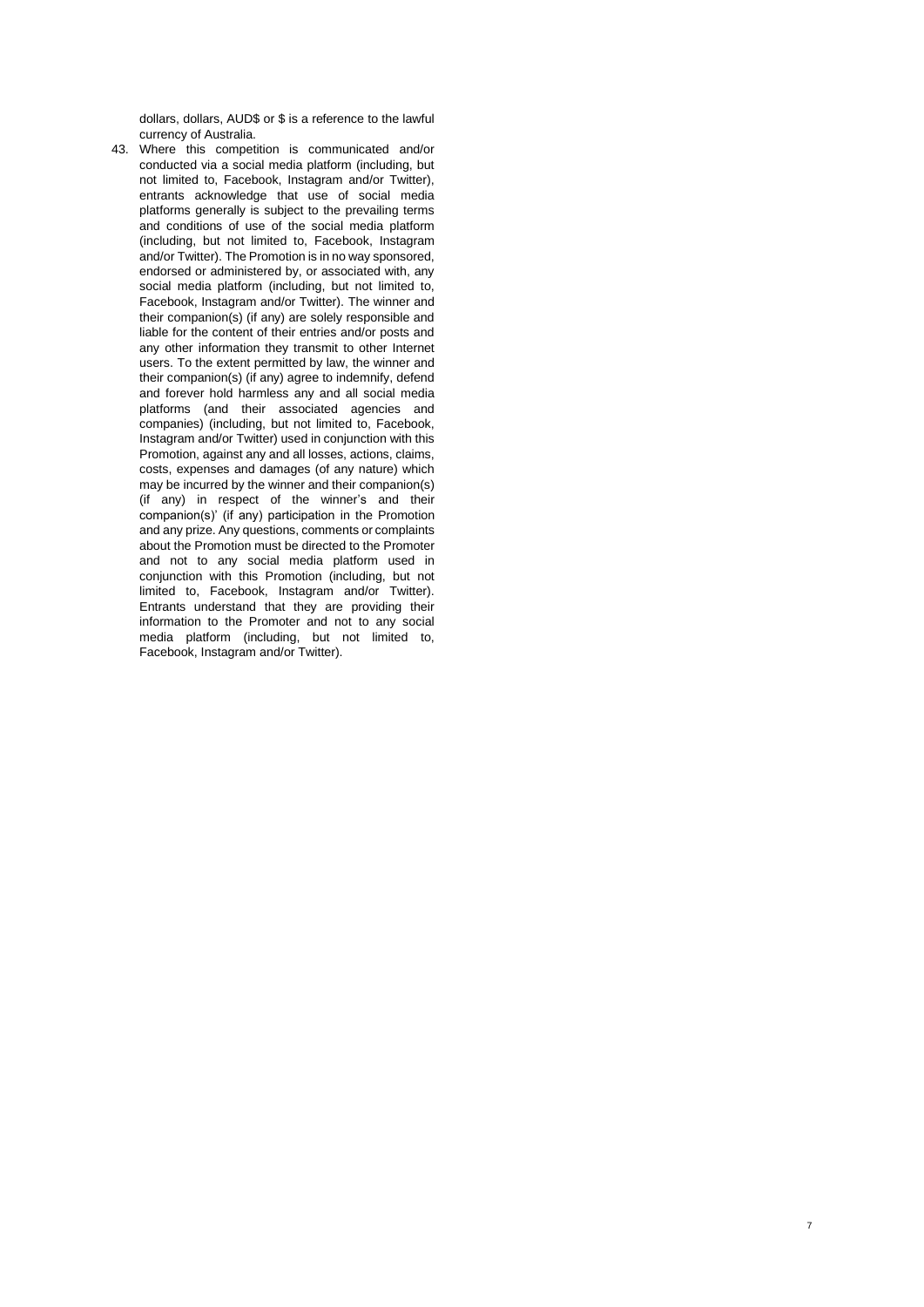dollars, dollars, AUD$ or $ is a reference to the lawful currency of Australia.

43. Where this competition is communicated and/or conducted via a social media platform (including, but not limited to, Facebook, Instagram and/or Twitter), entrants acknowledge that use of social media platforms generally is subject to the prevailing terms and conditions of use of the social media platform (including, but not limited to, Facebook, Instagram and/or Twitter). The Promotion is in no way sponsored, endorsed or administered by, or associated with, any social media platform (including, but not limited to, Facebook, Instagram and/or Twitter). The winner and their companion(s) (if any) are solely responsible and liable for the content of their entries and/or posts and any other information they transmit to other Internet users. To the extent permitted by law, the winner and their companion(s) (if any) agree to indemnify, defend and forever hold harmless any and all social media platforms (and their associated agencies and companies) (including, but not limited to, Facebook, Instagram and/or Twitter) used in conjunction with this Promotion, against any and all losses, actions, claims, costs, expenses and damages (of any nature) which may be incurred by the winner and their companion(s) (if any) in respect of the winner's and their companion(s)' (if any) participation in the Promotion and any prize. Any questions, comments or complaints about the Promotion must be directed to the Promoter and not to any social media platform used in conjunction with this Promotion (including, but not limited to, Facebook, Instagram and/or Twitter). Entrants understand that they are providing their information to the Promoter and not to any social media platform (including, but not limited to, Facebook, Instagram and/or Twitter).